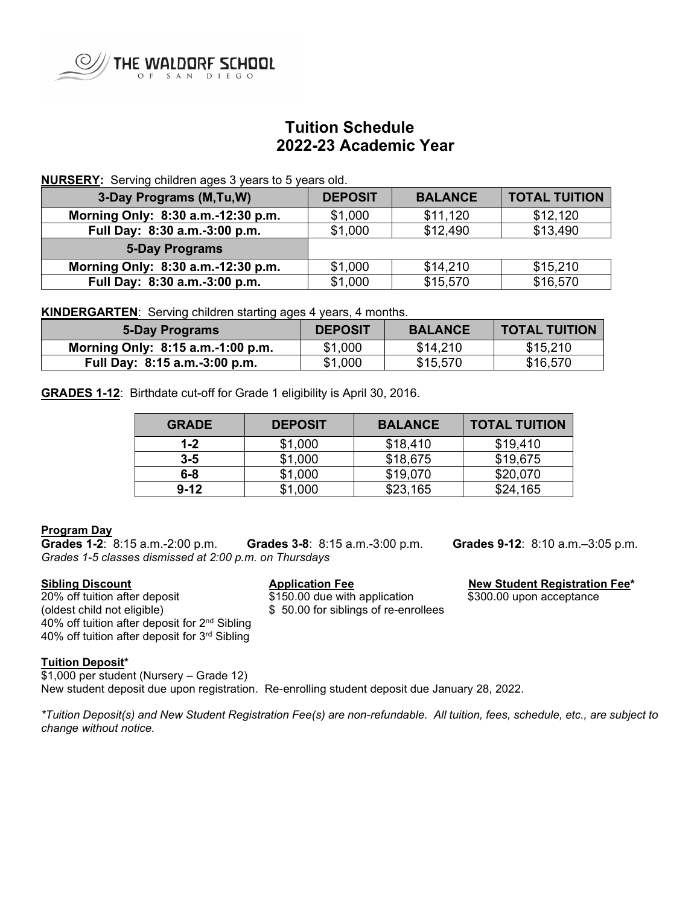THE WALDORF SCHOOL OF SAN DIEGO

# Tuition Schedule
# 2022-23 Academic Year

**NURSERY:** Serving children ages 3 years to 5 years old.

| 3-Day Programs (M,Tu,W) | DEPOSIT | BALANCE | TOTAL TUITION |
|---|---|---|---|
| Morning Only: 8:30 a.m.-12:30 p.m. | $1,000 | $11,120 | $12,120 |
| Full Day: 8:30 a.m.-3:00 p.m. | $1,000 | $12,490 | $13,490 |
| **5-Day Programs** | | | |
| Morning Only: 8:30 a.m.-12:30 p.m. | $1,000 | $14,210 | $15,210 |
| Full Day: 8:30 a.m.-3:00 p.m. | $1,000 | $15,570 | $16,570 |

**KINDERGARTEN**: Serving children starting ages 4 years, 4 months.

| 5-Day Programs | DEPOSIT | BALANCE | TOTAL TUITION |
|---|---|---|---|
| Morning Only: 8:15 a.m.-1:00 p.m. | $1,000 | $14,210 | $15,210 |
| Full Day: 8:15 a.m.-3:00 p.m. | $1,000 | $15,570 | $16,570 |

**GRADES 1-12**: Birthdate cut-off for Grade 1 eligibility is April 30, 2016.

| GRADE | DEPOSIT | BALANCE | TOTAL TUITION |
|---|---|---|---|
| 1-2 | $1,000 | $18,410 | $19,410 |
| 3-5 | $1,000 | $18,675 | $19,675 |
| 6-8 | $1,000 | $19,070 | $20,070 |
| 9-12 | $1,000 | $23,165 | $24,165 |

**Program Day**

**Grades 1-2**: 8:15 a.m.-2:00 p.m. **Grades 3-8**: 8:15 a.m.-3:00 p.m. **Grades 9-12**: 8:10 a.m.–3:05 p.m.

*Grades 1-5 classes dismissed at 2:00 p.m. on Thursdays*

**Sibling Discount**

20% off tuition after deposit
(oldest child not eligible)
40% off tuition after deposit for 2nd Sibling
40% off tuition after deposit for 3rd Sibling

**Application Fee**

$150.00 due with application
$ 50.00 for siblings of re-enrollees

**New Student Registration Fee***

$300.00 upon acceptance

**Tuition Deposit***

$1,000 per student (Nursery – Grade 12)
New student deposit due upon registration. Re-enrolling student deposit due January 28, 2022.

*\*Tuition Deposit(s) and New Student Registration Fee(s) are non-refundable. All tuition, fees, schedule, etc., are subject to change without notice.*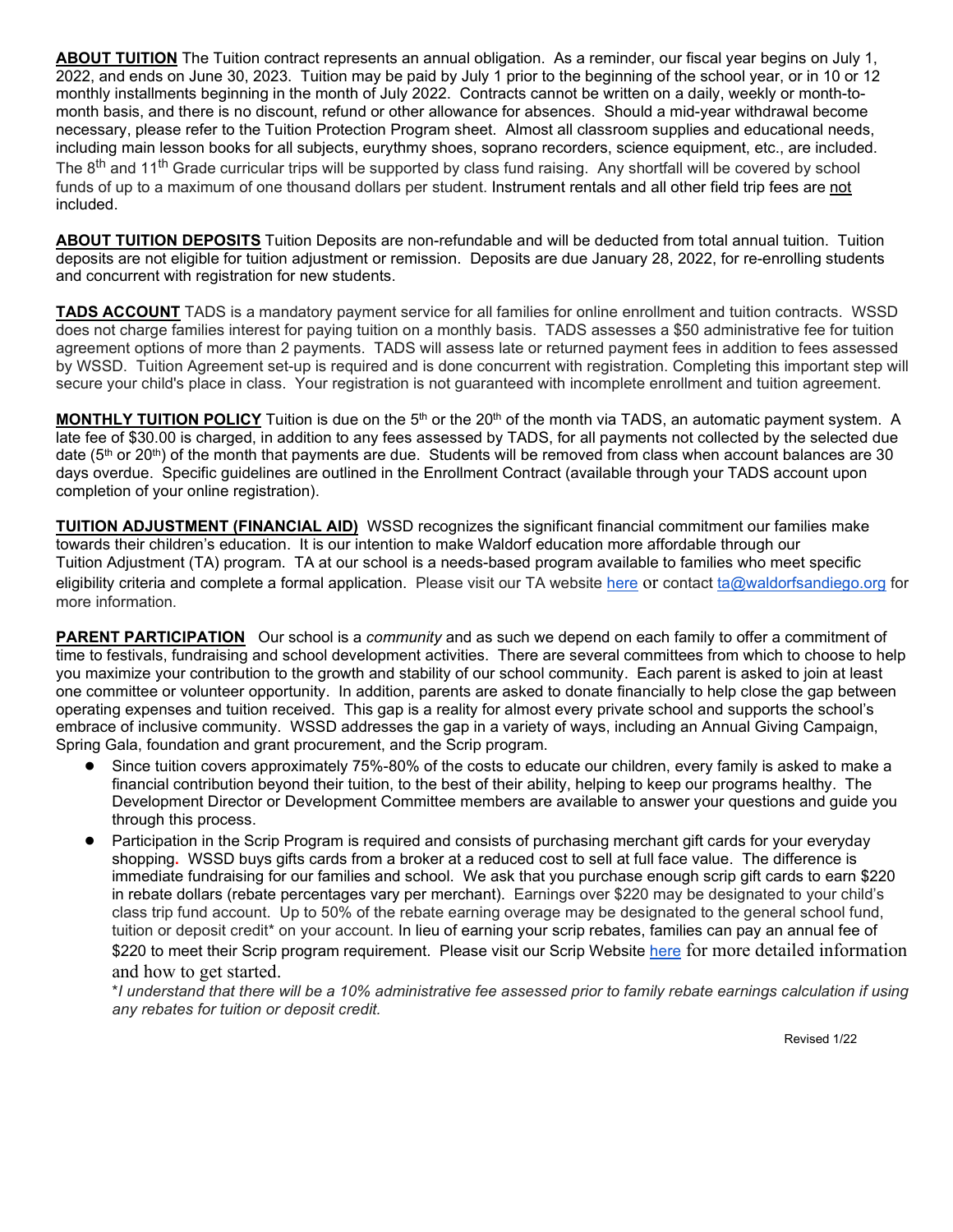**ABOUT TUITION** The Tuition contract represents an annual obligation. As a reminder, our fiscal year begins on July 1, 2022, and ends on June 30, 2023. Tuition may be paid by July 1 prior to the beginning of the school year, or in 10 or 12 monthly installments beginning in the month of July 2022. Contracts cannot be written on a daily, weekly or month-to-month basis, and there is no discount, refund or other allowance for absences. Should a mid-year withdrawal become necessary, please refer to the Tuition Protection Program sheet. Almost all classroom supplies and educational needs, including main lesson books for all subjects, eurythmy shoes, soprano recorders, science equipment, etc., are included. The 8th and 11th Grade curricular trips will be supported by class fund raising. Any shortfall will be covered by school funds of up to a maximum of one thousand dollars per student. Instrument rentals and all other field trip fees are not included.

**ABOUT TUITION DEPOSITS** Tuition Deposits are non-refundable and will be deducted from total annual tuition. Tuition deposits are not eligible for tuition adjustment or remission. Deposits are due January 28, 2022, for re-enrolling students and concurrent with registration for new students.

**TADS ACCOUNT** TADS is a mandatory payment service for all families for online enrollment and tuition contracts. WSSD does not charge families interest for paying tuition on a monthly basis. TADS assesses a $50 administrative fee for tuition agreement options of more than 2 payments. TADS will assess late or returned payment fees in addition to fees assessed by WSSD. Tuition Agreement set-up is required and is done concurrent with registration. Completing this important step will secure your child's place in class. Your registration is not guaranteed with incomplete enrollment and tuition agreement.

**MONTHLY TUITION POLICY** Tuition is due on the 5th or the 20th of the month via TADS, an automatic payment system. A late fee of $30.00 is charged, in addition to any fees assessed by TADS, for all payments not collected by the selected due date (5th or 20th) of the month that payments are due. Students will be removed from class when account balances are 30 days overdue. Specific guidelines are outlined in the Enrollment Contract (available through your TADS account upon completion of your online registration).

**TUITION ADJUSTMENT (FINANCIAL AID)** WSSD recognizes the significant financial commitment our families make towards their children's education. It is our intention to make Waldorf education more affordable through our Tuition Adjustment (TA) program. TA at our school is a needs-based program available to families who meet specific eligibility criteria and complete a formal application. Please visit our TA website here or contact ta@waldorfsandiego.org for more information.

**PARENT PARTICIPATION** Our school is a *community* and as such we depend on each family to offer a commitment of time to festivals, fundraising and school development activities. There are several committees from which to choose to help you maximize your contribution to the growth and stability of our school community. Each parent is asked to join at least one committee or volunteer opportunity. In addition, parents are asked to donate financially to help close the gap between operating expenses and tuition received. This gap is a reality for almost every private school and supports the school's embrace of inclusive community. WSSD addresses the gap in a variety of ways, including an Annual Giving Campaign, Spring Gala, foundation and grant procurement, and the Scrip program.

- Since tuition covers approximately 75%-80% of the costs to educate our children, every family is asked to make a financial contribution beyond their tuition, to the best of their ability, helping to keep our programs healthy. The Development Director or Development Committee members are available to answer your questions and guide you through this process.
- Participation in the Scrip Program is required and consists of purchasing merchant gift cards for your everyday shopping. WSSD buys gifts cards from a broker at a reduced cost to sell at full face value. The difference is immediate fundraising for our families and school. We ask that you purchase enough scrip gift cards to earn $220 in rebate dollars (rebate percentages vary per merchant). Earnings over $220 may be designated to your child's class trip fund account. Up to 50% of the rebate earning overage may be designated to the general school fund, tuition or deposit credit* on your account. In lieu of earning your scrip rebates, families can pay an annual fee of $220 to meet their Scrip program requirement. Please visit our Scrip Website here for more detailed information and how to get started.

  **I understand that there will be a 10% administrative fee assessed prior to family rebate earnings calculation if using any rebates for tuition or deposit credit.*

Revised 1/22